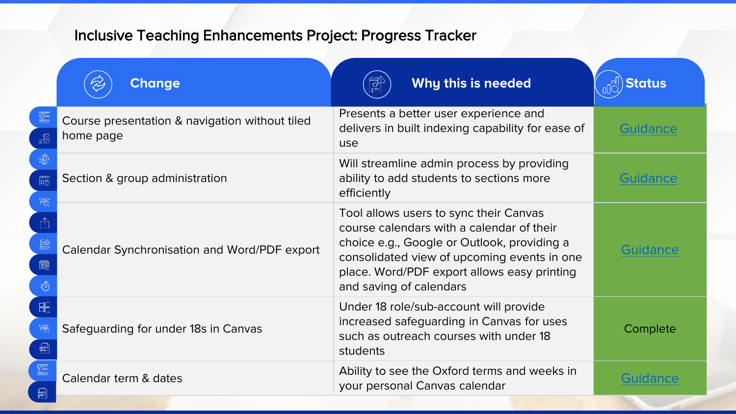# Inclusive Teaching Enhancements Project: Progress Tracker

| Change | Why this is needed | Status |
| --- | --- | --- |
| Course presentation & navigation without tiled home page | Presents a better user experience and delivers in built indexing capability for ease of use | Guidance |
| Section & group administration | Will streamline admin process by providing ability to add students to sections more efficiently | Guidance |
| Calendar Synchronisation and Word/PDF export | Tool allows users to sync their Canvas course calendars with a calendar of their choice e.g., Google or Outlook, providing a consolidated view of upcoming events in one place. Word/PDF export allows easy printing and saving of calendars | Guidance |
| Safeguarding for under 18s in Canvas | Under 18 role/sub-account will provide increased safeguarding in Canvas for uses such as outreach courses with under 18 students | Complete |
| Calendar term & dates | Ability to see the Oxford terms and weeks in your personal Canvas calendar | Guidance |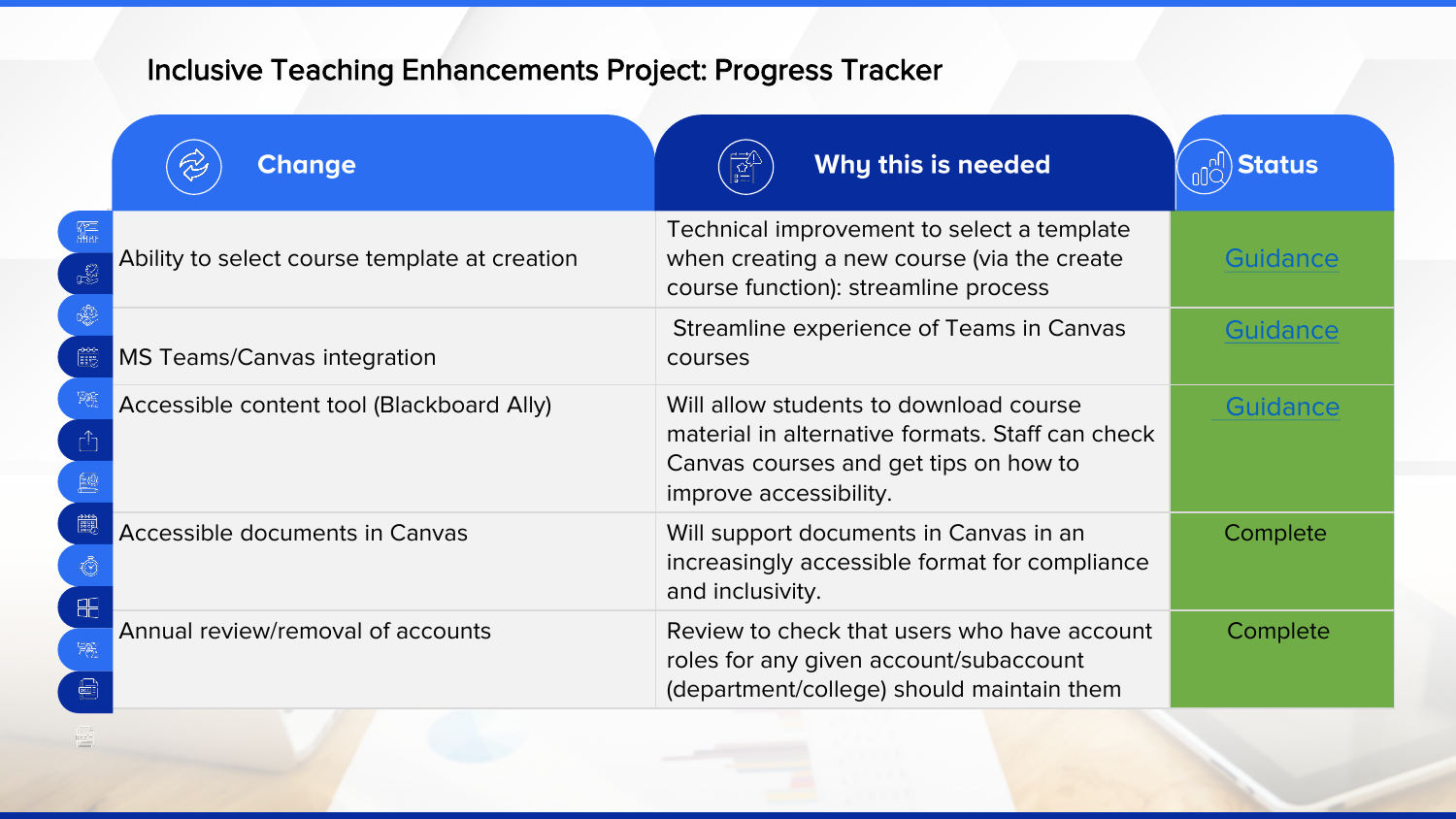# Inclusive Teaching Enhancements Project: Progress Tracker

| Change | Why this is needed | Status |
| --- | --- | --- |
| Ability to select course template at creation | Technical improvement to select a template when creating a new course (via the create course function): streamline process | Guidance |
| MS Teams/Canvas integration | Streamline experience of Teams in Canvas courses | Guidance |
| Accessible content tool (Blackboard Ally) | Will allow students to download course material in alternative formats. Staff can check Canvas courses and get tips on how to improve accessibility. | Guidance |
| Accessible documents in Canvas | Will support documents in Canvas in an increasingly accessible format for compliance and inclusivity. | Complete |
| Annual review/removal of accounts | Review to check that users who have account roles for any given account/subaccount (department/college) should maintain them | Complete |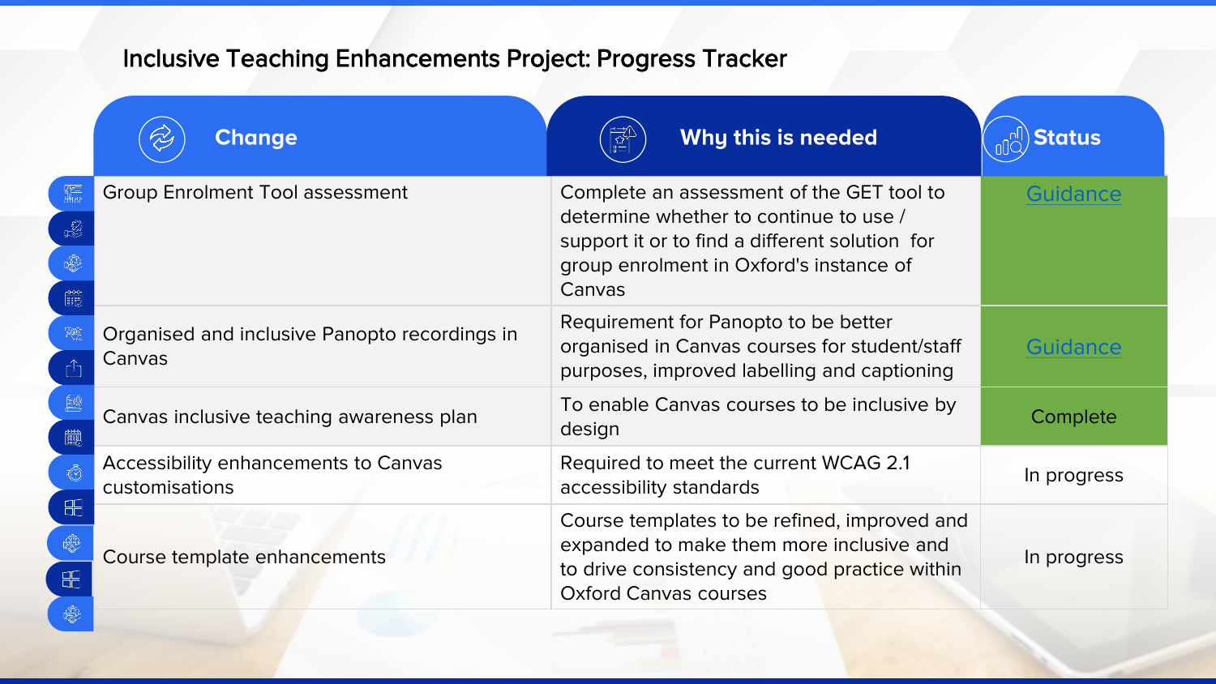# Inclusive Teaching Enhancements Project: Progress Tracker

| Change | Why this is needed | Status |
|---|---|---|
| Group Enrolment Tool assessment | Complete an assessment of the GET tool to determine whether to continue to use / support it or to find a different solution for group enrolment in Oxford's instance of Canvas | Guidance |
| Organised and inclusive Panopto recordings in Canvas | Requirement for Panopto to be better organised in Canvas courses for student/staff purposes, improved labelling and captioning | Guidance |
| Canvas inclusive teaching awareness plan | To enable Canvas courses to be inclusive by design | Complete |
| Accessibility enhancements to Canvas customisations | Required to meet the current WCAG 2.1 accessibility standards | In progress |
| Course template enhancements | Course templates to be refined, improved and expanded to make them more inclusive and to drive consistency and good practice within Oxford Canvas courses | In progress |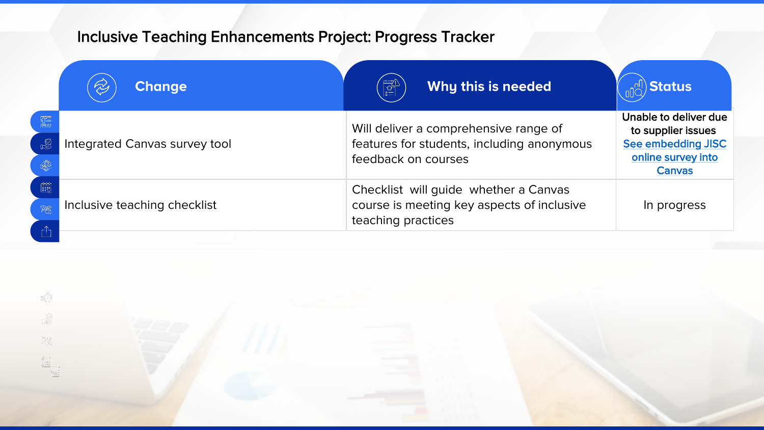# Inclusive Teaching Enhancements Project: Progress Tracker

| Change | Why this is needed | Status |
| --- | --- | --- |
| Integrated Canvas survey tool | Will deliver a comprehensive range of features for students, including anonymous feedback on courses | **Unable to deliver due to supplier issues** **See embedding JISC online survey into Canvas** |
| Inclusive teaching checklist | Checklist will guide whether a Canvas course is meeting key aspects of inclusive teaching practices | In progress |